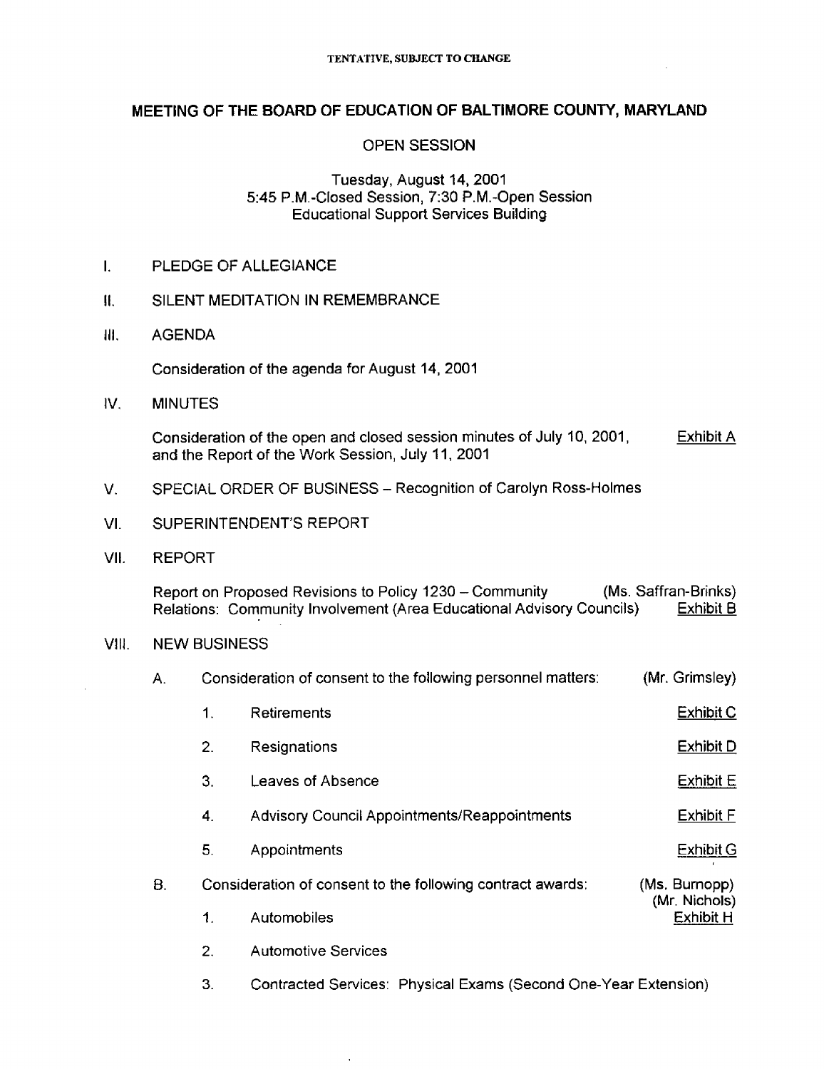TENTATIVE, SUBJECT TO CHANGE

# MEETING OF THE BOARD OF EDUCATION OF BALTIMORE COUNTY, MARYLAND

## OPEN SESSION

Tuesday, August 14, 2001
5:45 P.M.-Closed Session, 7:30 P.M.-Open Session
Educational Support Services Building

I. PLEDGE OF ALLEGIANCE

II. SILENT MEDITATION IN REMEMBRANCE

III. AGENDA

Consideration of the agenda for August 14, 2001

IV. MINUTES

Consideration of the open and closed session minutes of July 10, 2001, and the Report of the Work Session, July 11, 2001 — Exhibit A

V. SPECIAL ORDER OF BUSINESS – Recognition of Carolyn Ross-Holmes

VI. SUPERINTENDENT'S REPORT

VII. REPORT

Report on Proposed Revisions to Policy 1230 – Community Relations: Community Involvement (Area Educational Advisory Councils) — (Ms. Saffran-Brinks) Exhibit B

VIII. NEW BUSINESS

A. Consideration of consent to the following personnel matters: (Mr. Grimsley)

1. Retirements — Exhibit C
2. Resignations — Exhibit D
3. Leaves of Absence — Exhibit E
4. Advisory Council Appointments/Reappointments — Exhibit F
5. Appointments — Exhibit G

B. Consideration of consent to the following contract awards: (Ms. Burnopp) (Mr. Nichols) Exhibit H

1. Automobiles
2. Automotive Services
3. Contracted Services: Physical Exams (Second One-Year Extension)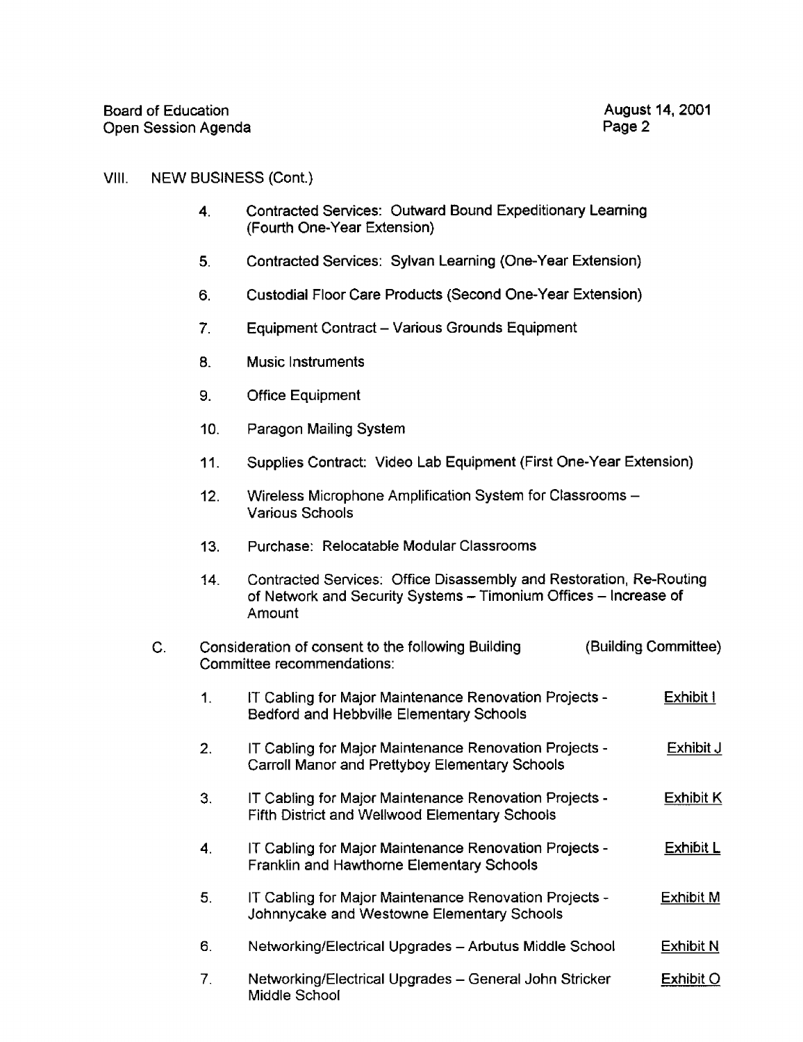VIII. NEW BUSINESS (Cont.)

4. Contracted Services: Outward Bound Expeditionary Learning (Fourth One-Year Extension)

5. Contracted Services: Sylvan Learning (One-Year Extension)

6. Custodial Floor Care Products (Second One-Year Extension)

7. Equipment Contract – Various Grounds Equipment

8. Music Instruments

9. Office Equipment

10. Paragon Mailing System

11. Supplies Contract: Video Lab Equipment (First One-Year Extension)

12. Wireless Microphone Amplification System for Classrooms – Various Schools

13. Purchase: Relocatable Modular Classrooms

14. Contracted Services: Office Disassembly and Restoration, Re-Routing of Network and Security Systems – Timonium Offices – Increase of Amount

C. Consideration of consent to the following Building Committee recommendations: (Building Committee)

1. IT Cabling for Major Maintenance Renovation Projects - Bedford and Hebbville Elementary Schools — Exhibit I

2. IT Cabling for Major Maintenance Renovation Projects - Carroll Manor and Prettyboy Elementary Schools — Exhibit J

3. IT Cabling for Major Maintenance Renovation Projects - Fifth District and Wellwood Elementary Schools — Exhibit K

4. IT Cabling for Major Maintenance Renovation Projects - Franklin and Hawthorne Elementary Schools — Exhibit L

5. IT Cabling for Major Maintenance Renovation Projects - Johnnycake and Westowne Elementary Schools — Exhibit M

6. Networking/Electrical Upgrades – Arbutus Middle School — Exhibit N

7. Networking/Electrical Upgrades – General John Stricker Middle School — Exhibit O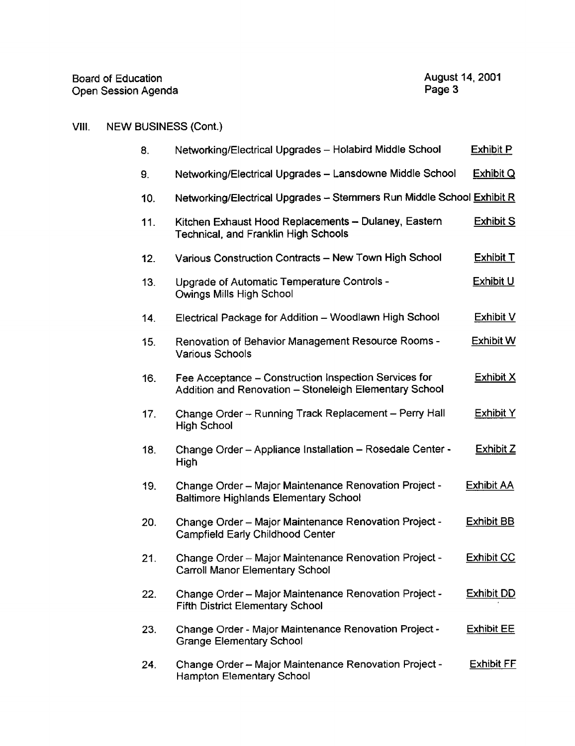## VIII. NEW BUSINESS (Cont.)

| | | |
|---|---|---|
| 8. | Networking/Electrical Upgrades – Holabird Middle School | Exhibit P |
| 9. | Networking/Electrical Upgrades – Lansdowne Middle School | Exhibit Q |
| 10. | Networking/Electrical Upgrades – Stemmers Run Middle School | Exhibit R |
| 11. | Kitchen Exhaust Hood Replacements – Dulaney, Eastern Technical, and Franklin High Schools | Exhibit S |
| 12. | Various Construction Contracts – New Town High School | Exhibit T |
| 13. | Upgrade of Automatic Temperature Controls - Owings Mills High School | Exhibit U |
| 14. | Electrical Package for Addition – Woodlawn High School | Exhibit V |
| 15. | Renovation of Behavior Management Resource Rooms - Various Schools | Exhibit W |
| 16. | Fee Acceptance – Construction Inspection Services for Addition and Renovation – Stoneleigh Elementary School | Exhibit X |
| 17. | Change Order – Running Track Replacement – Perry Hall High School | Exhibit Y |
| 18. | Change Order – Appliance Installation – Rosedale Center - High | Exhibit Z |
| 19. | Change Order – Major Maintenance Renovation Project - Baltimore Highlands Elementary School | Exhibit AA |
| 20. | Change Order – Major Maintenance Renovation Project - Campfield Early Childhood Center | Exhibit BB |
| 21. | Change Order – Major Maintenance Renovation Project - Carroll Manor Elementary School | Exhibit CC |
| 22. | Change Order – Major Maintenance Renovation Project - Fifth District Elementary School | Exhibit DD |
| 23. | Change Order - Major Maintenance Renovation Project - Grange Elementary School | Exhibit EE |
| 24. | Change Order – Major Maintenance Renovation Project - Hampton Elementary School | Exhibit FF |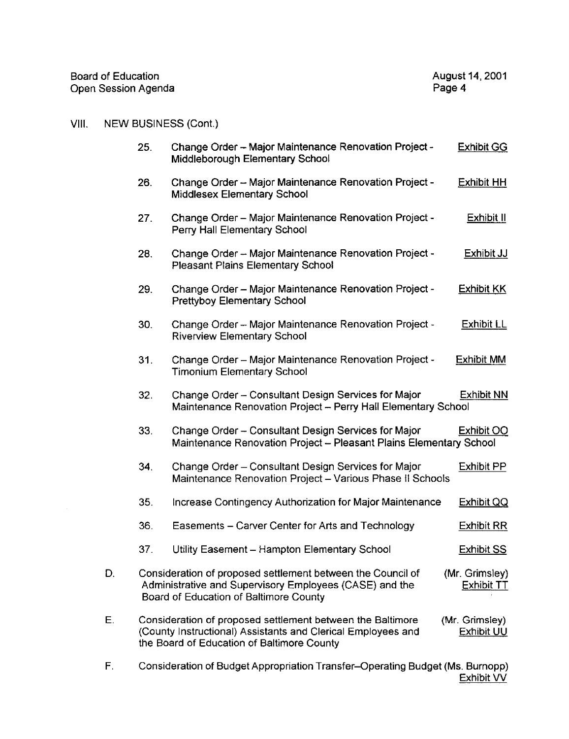VIII. NEW BUSINESS (Cont.)

25. Change Order – Major Maintenance Renovation Project - Middleborough Elementary School — Exhibit GG

26. Change Order – Major Maintenance Renovation Project - Middlesex Elementary School — Exhibit HH

27. Change Order – Major Maintenance Renovation Project - Perry Hall Elementary School — Exhibit II

28. Change Order – Major Maintenance Renovation Project - Pleasant Plains Elementary School — Exhibit JJ

29. Change Order – Major Maintenance Renovation Project - Prettyboy Elementary School — Exhibit KK

30. Change Order – Major Maintenance Renovation Project - Riverview Elementary School — Exhibit LL

31. Change Order – Major Maintenance Renovation Project - Timonium Elementary School — Exhibit MM

32. Change Order – Consultant Design Services for Major Maintenance Renovation Project – Perry Hall Elementary School — Exhibit NN

33. Change Order – Consultant Design Services for Major Maintenance Renovation Project – Pleasant Plains Elementary School — Exhibit OO

34. Change Order – Consultant Design Services for Major Maintenance Renovation Project – Various Phase II Schools — Exhibit PP

35. Increase Contingency Authorization for Major Maintenance — Exhibit QQ

36. Easements – Carver Center for Arts and Technology — Exhibit RR

37. Utility Easement – Hampton Elementary School — Exhibit SS

D. Consideration of proposed settlement between the Council of Administrative and Supervisory Employees (CASE) and the Board of Education of Baltimore County — (Mr. Grimsley) Exhibit TT

E. Consideration of proposed settlement between the Baltimore (County Instructional) Assistants and Clerical Employees and the Board of Education of Baltimore County — (Mr. Grimsley) Exhibit UU

F. Consideration of Budget Appropriation Transfer–Operating Budget — (Ms. Burnopp) Exhibit VV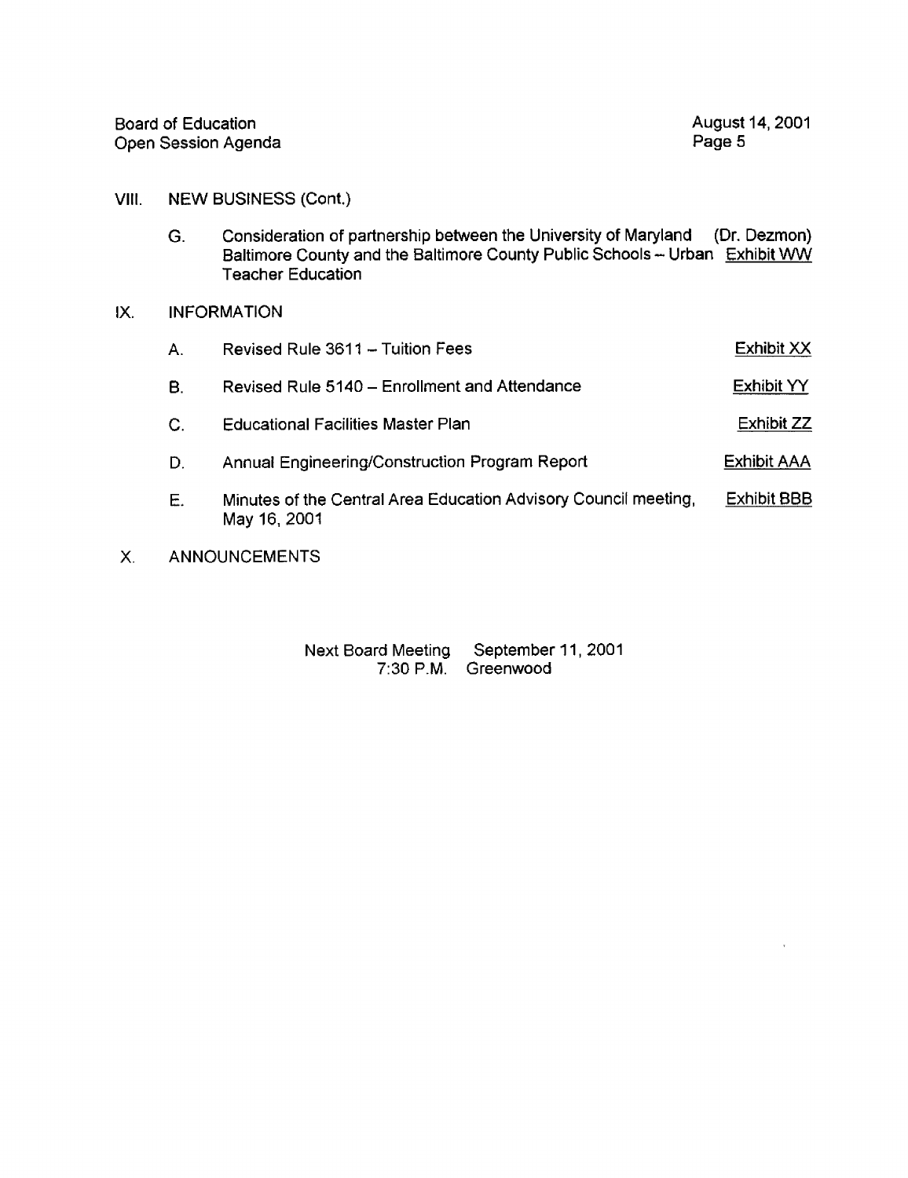VIII. NEW BUSINESS (Cont.)

G. Consideration of partnership between the University of Maryland Baltimore County and the Baltimore County Public Schools – Urban Teacher Education (Dr. Dezmon) Exhibit WW

IX. INFORMATION

A. Revised Rule 3611 – Tuition Fees Exhibit XX

B. Revised Rule 5140 – Enrollment and Attendance Exhibit YY

C. Educational Facilities Master Plan Exhibit ZZ

D. Annual Engineering/Construction Program Report Exhibit AAA

E. Minutes of the Central Area Education Advisory Council meeting, May 16, 2001 Exhibit BBB

X. ANNOUNCEMENTS

Next Board Meeting September 11, 2001
7:30 P.M. Greenwood